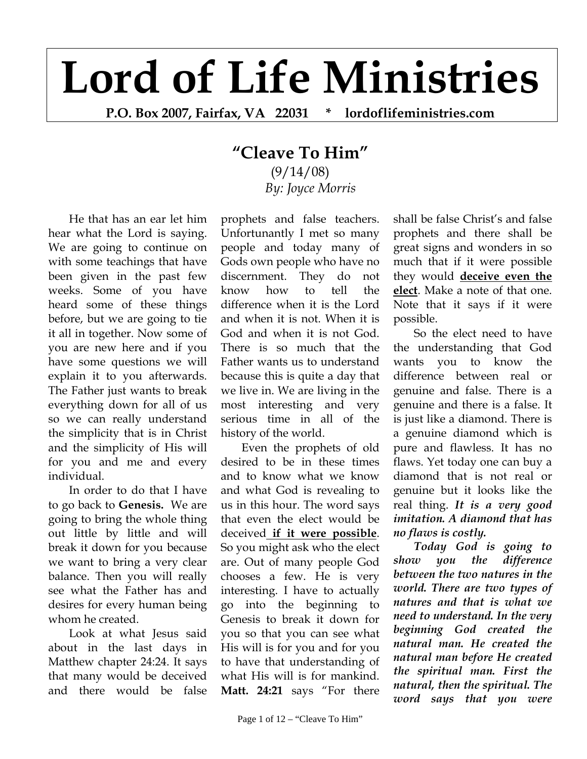# Lord of Life Ministries

**P.O. Box 2007, Fairfax, VA 22031 * lordoflifeministries.com**

## "Cleave To Him"

(9/14/08)

*By: Joyce Morris*

He that has an ear let him hear what the Lord is saying. We are going to continue on with some teachings that have been given in the past few weeks. Some of you have heard some of these things before, but we are going to tie it all in together. Now some of you are new here and if you have some questions we will explain it to you afterwards. The Father just wants to break everything down for all of us so we can really understand the simplicity that is in Christ and the simplicity of His will for you and me and every individual.

In order to do that I have to go back to **Genesis.** We are going to bring the whole thing out little by little and will break it down for you because we want to bring a very clear balance. Then you will really see what the Father has and desires for every human being whom he created.

Look at what Jesus said about in the last days in Matthew chapter 24:24. It says that many would be deceived and there would be false prophets and false teachers. Unfortunantly I met so many people and today many of Gods own people who have no discernment. They do not know how to tell the difference when it is the Lord and when it is not. When it is God and when it is not God. There is so much that the Father wants us to understand because this is quite a day that we live in. We are living in the most interesting and very serious time in all of the history of the world.

Even the prophets of old desired to be in these times and to know what we know and what God is revealing to us in this hour. The word says that even the elect would be deceived **<u>if it were possible</u>**. So you might ask who the elect are. Out of many people God chooses a few. He is very interesting. I have to actually go into the beginning to Genesis to break it down for you so that you can see what His will is for you and for you to have that understanding of what His will is for mankind. **Matt. 24:21** says "For there shall be false Christ's and false prophets and there shall be great signs and wonders in so much that if it were possible they would **<u>deceive even the elect</u>**. Make a note of that one. Note that it says if it were possible.

So the elect need to have the understanding that God wants you to know the difference between real or genuine and false. There is a genuine and there is a false. It is just like a diamond. There is a genuine diamond which is pure and flawless. It has no flaws. Yet today one can buy a diamond that is not real or genuine but it looks like the real thing. ***It is a very good imitation. A diamond that has no flaws is costly.***

***Today God is going to show you the difference between the two natures in the world. There are two types of natures and that is what we need to understand. In the very beginning God created the natural man. He created the natural man before He created the spiritual man. First the natural, then the spiritual. The word says that you were***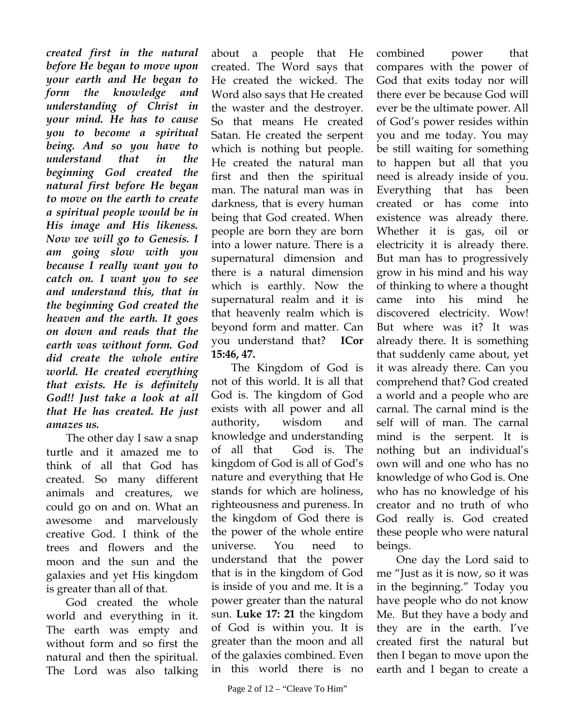***created first in the natural before He began to move upon your earth and He began to form the knowledge and understanding of Christ in your mind. He has to cause you to become a spiritual being. And so you have to understand that in the beginning God created the natural first before He began to move on the earth to create a spiritual people would be in His image and His likeness. Now we will go to Genesis. I am going slow with you because I really want you to catch on. I want you to see and understand this, that in the beginning God created the heaven and the earth. It goes on down and reads that the earth was without form. God did create the whole entire world. He created everything that exists. He is definitely God!! Just take a look at all that He has created. He just amazes us.***

The other day I saw a snap turtle and it amazed me to think of all that God has created. So many different animals and creatures, we could go on and on. What an awesome and marvelously creative God. I think of the trees and flowers and the moon and the sun and the galaxies and yet His kingdom is greater than all of that.

God created the whole world and everything in it. The earth was empty and without form and so first the natural and then the spiritual. The Lord was also talking about a people that He created. The Word says that He created the wicked. The Word also says that He created the waster and the destroyer. So that means He created Satan. He created the serpent which is nothing but people. He created the natural man first and then the spiritual man. The natural man was in darkness, that is every human being that God created. When people are born they are born into a lower nature. There is a supernatural dimension and there is a natural dimension which is earthly. Now the supernatural realm and it is that heavenly realm which is beyond form and matter. Can you understand that? **ICor 15:46, 47.**

The Kingdom of God is not of this world. It is all that God is. The kingdom of God exists with all power and all authority, wisdom and knowledge and understanding of all that God is. The kingdom of God is all of God's nature and everything that He stands for which are holiness, righteousness and pureness. In the kingdom of God there is the power of the whole entire universe. You need to understand that the power that is in the kingdom of God is inside of you and me. It is a power greater than the natural sun. **Luke 17: 21** the kingdom of God is within you. It is greater than the moon and all of the galaxies combined. Even in this world there is no combined power that compares with the power of God that exits today nor will there ever be because God will ever be the ultimate power. All of God's power resides within you and me today. You may be still waiting for something to happen but all that you need is already inside of you. Everything that has been created or has come into existence was already there. Whether it is gas, oil or electricity it is already there. But man has to progressively grow in his mind and his way of thinking to where a thought came into his mind he discovered electricity. Wow! But where was it? It was already there. It is something that suddenly came about, yet it was already there. Can you comprehend that? God created a world and a people who are carnal. The carnal mind is the self will of man. The carnal mind is the serpent. It is nothing but an individual's own will and one who has no knowledge of who God is. One who has no knowledge of his creator and no truth of who God really is. God created these people who were natural beings.

One day the Lord said to me "Just as it is now, so it was in the beginning." Today you have people who do not know Me. But they have a body and they are in the earth. I've created first the natural but then I began to move upon the earth and I began to create a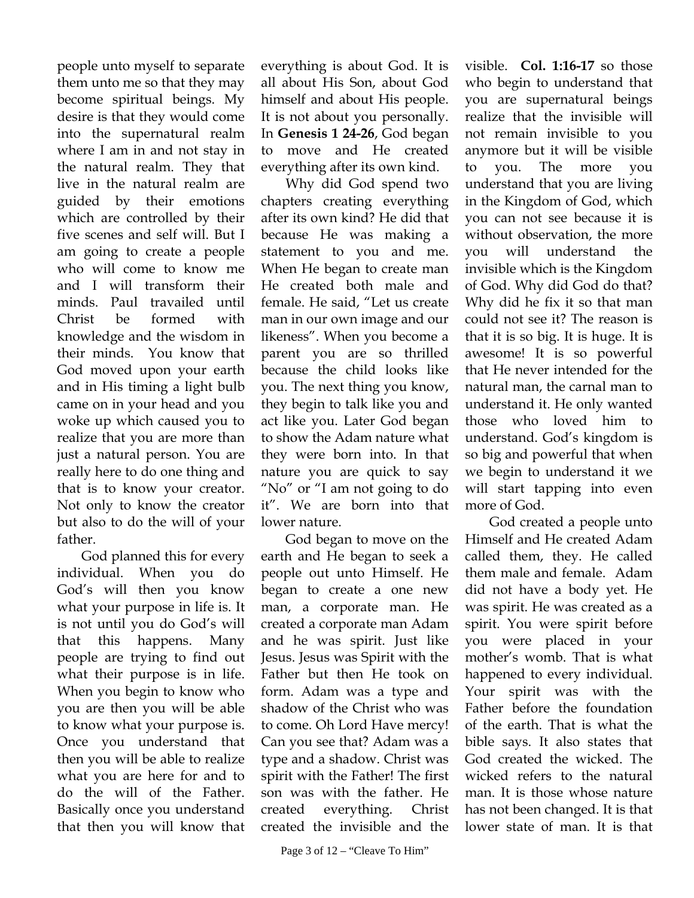people unto myself to separate them unto me so that they may become spiritual beings. My desire is that they would come into the supernatural realm where I am in and not stay in the natural realm. They that live in the natural realm are guided by their emotions which are controlled by their five scenes and self will. But I am going to create a people who will come to know me and I will transform their minds. Paul travailed until Christ be formed with knowledge and the wisdom in their minds. You know that God moved upon your earth and in His timing a light bulb came on in your head and you woke up which caused you to realize that you are more than just a natural person. You are really here to do one thing and that is to know your creator. Not only to know the creator but also to do the will of your father.

God planned this for every individual. When you do God's will then you know what your purpose in life is. It is not until you do God's will that this happens. Many people are trying to find out what their purpose is in life. When you begin to know who you are then you will be able to know what your purpose is. Once you understand that then you will be able to realize what you are here for and to do the will of the Father. Basically once you understand that then you will know that everything is about God. It is all about His Son, about God himself and about His people. It is not about you personally. In **Genesis 1 24-26**, God began to move and He created everything after its own kind.

Why did God spend two chapters creating everything after its own kind? He did that because He was making a statement to you and me. When He began to create man He created both male and female. He said, "Let us create man in our own image and our likeness". When you become a parent you are so thrilled because the child looks like you. The next thing you know, they begin to talk like you and act like you. Later God began to show the Adam nature what they were born into. In that nature you are quick to say "No" or "I am not going to do it". We are born into that lower nature.

God began to move on the earth and He began to seek a people out unto Himself. He began to create a one new man, a corporate man. He created a corporate man Adam and he was spirit. Just like Jesus. Jesus was Spirit with the Father but then He took on form. Adam was a type and shadow of the Christ who was to come. Oh Lord Have mercy! Can you see that? Adam was a type and a shadow. Christ was spirit with the Father! The first son was with the father. He created everything. Christ created the invisible and the visible. **Col. 1:16-17** so those who begin to understand that you are supernatural beings realize that the invisible will not remain invisible to you anymore but it will be visible to you. The more you understand that you are living in the Kingdom of God, which you can not see because it is without observation, the more you will understand the invisible which is the Kingdom of God. Why did God do that? Why did he fix it so that man could not see it? The reason is that it is so big. It is huge. It is awesome! It is so powerful that He never intended for the natural man, the carnal man to understand it. He only wanted those who loved him to understand. God's kingdom is so big and powerful that when we begin to understand it we will start tapping into even more of God.

God created a people unto Himself and He created Adam called them, they. He called them male and female. Adam did not have a body yet. He was spirit. He was created as a spirit. You were spirit before you were placed in your mother's womb. That is what happened to every individual. Your spirit was with the Father before the foundation of the earth. That is what the bible says. It also states that God created the wicked. The wicked refers to the natural man. It is those whose nature has not been changed. It is that lower state of man. It is that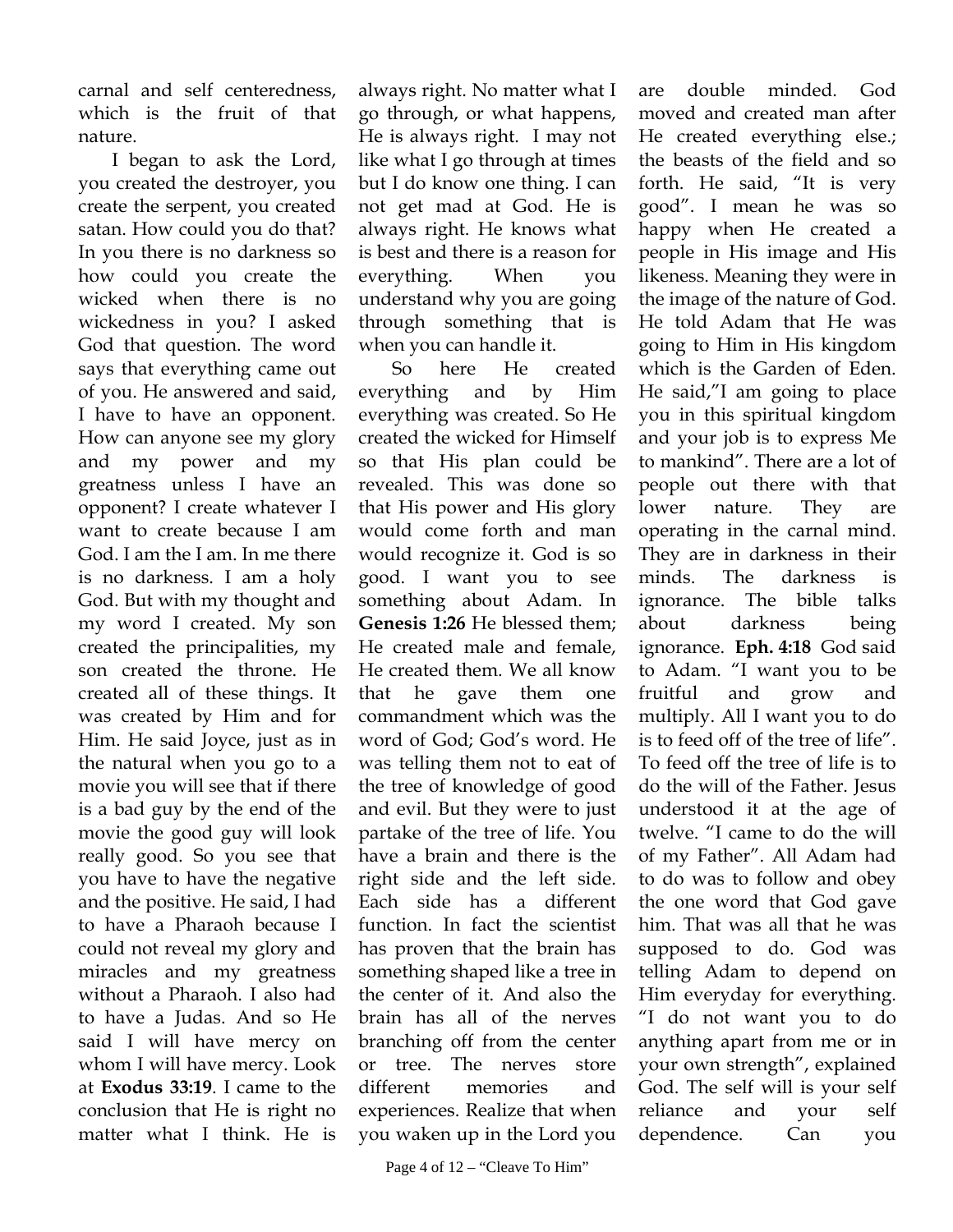carnal and self centeredness, which is the fruit of that nature.

I began to ask the Lord, you created the destroyer, you create the serpent, you created satan. How could you do that? In you there is no darkness so how could you create the wicked when there is no wickedness in you? I asked God that question. The word says that everything came out of you. He answered and said, I have to have an opponent. How can anyone see my glory and my power and my greatness unless I have an opponent? I create whatever I want to create because I am God. I am the I am. In me there is no darkness. I am a holy God. But with my thought and my word I created. My son created the principalities, my son created the throne. He created all of these things. It was created by Him and for Him. He said Joyce, just as in the natural when you go to a movie you will see that if there is a bad guy by the end of the movie the good guy will look really good. So you see that you have to have the negative and the positive. He said, I had to have a Pharaoh because I could not reveal my glory and miracles and my greatness without a Pharaoh. I also had to have a Judas. And so He said I will have mercy on whom I will have mercy. Look at **Exodus 33:19**. I came to the conclusion that He is right no matter what I think. He is always right. No matter what I go through, or what happens, He is always right. I may not like what I go through at times but I do know one thing. I can not get mad at God. He is always right. He knows what is best and there is a reason for everything. When you understand why you are going through something that is when you can handle it.

So here He created everything and by Him everything was created. So He created the wicked for Himself so that His plan could be revealed. This was done so that His power and His glory would come forth and man would recognize it. God is so good. I want you to see something about Adam. In **Genesis 1:26** He blessed them; He created male and female, He created them. We all know that he gave them one commandment which was the word of God; God's word. He was telling them not to eat of the tree of knowledge of good and evil. But they were to just partake of the tree of life. You have a brain and there is the right side and the left side. Each side has a different function. In fact the scientist has proven that the brain has something shaped like a tree in the center of it. And also the brain has all of the nerves branching off from the center or tree. The nerves store different memories and experiences. Realize that when you waken up in the Lord you are double minded. God moved and created man after He created everything else.; the beasts of the field and so forth. He said, "It is very good". I mean he was so happy when He created a people in His image and His likeness. Meaning they were in the image of the nature of God. He told Adam that He was going to Him in His kingdom which is the Garden of Eden. He said,"I am going to place you in this spiritual kingdom and your job is to express Me to mankind". There are a lot of people out there with that lower nature. They are operating in the carnal mind. They are in darkness in their minds. The darkness is ignorance. The bible talks about darkness being ignorance. **Eph. 4:18** God said to Adam. "I want you to be fruitful and grow and multiply. All I want you to do is to feed off of the tree of life". To feed off the tree of life is to do the will of the Father. Jesus understood it at the age of twelve. "I came to do the will of my Father". All Adam had to do was to follow and obey the one word that God gave him. That was all that he was supposed to do. God was telling Adam to depend on Him everyday for everything. "I do not want you to do anything apart from me or in your own strength", explained God. The self will is your self reliance and your self dependence. Can you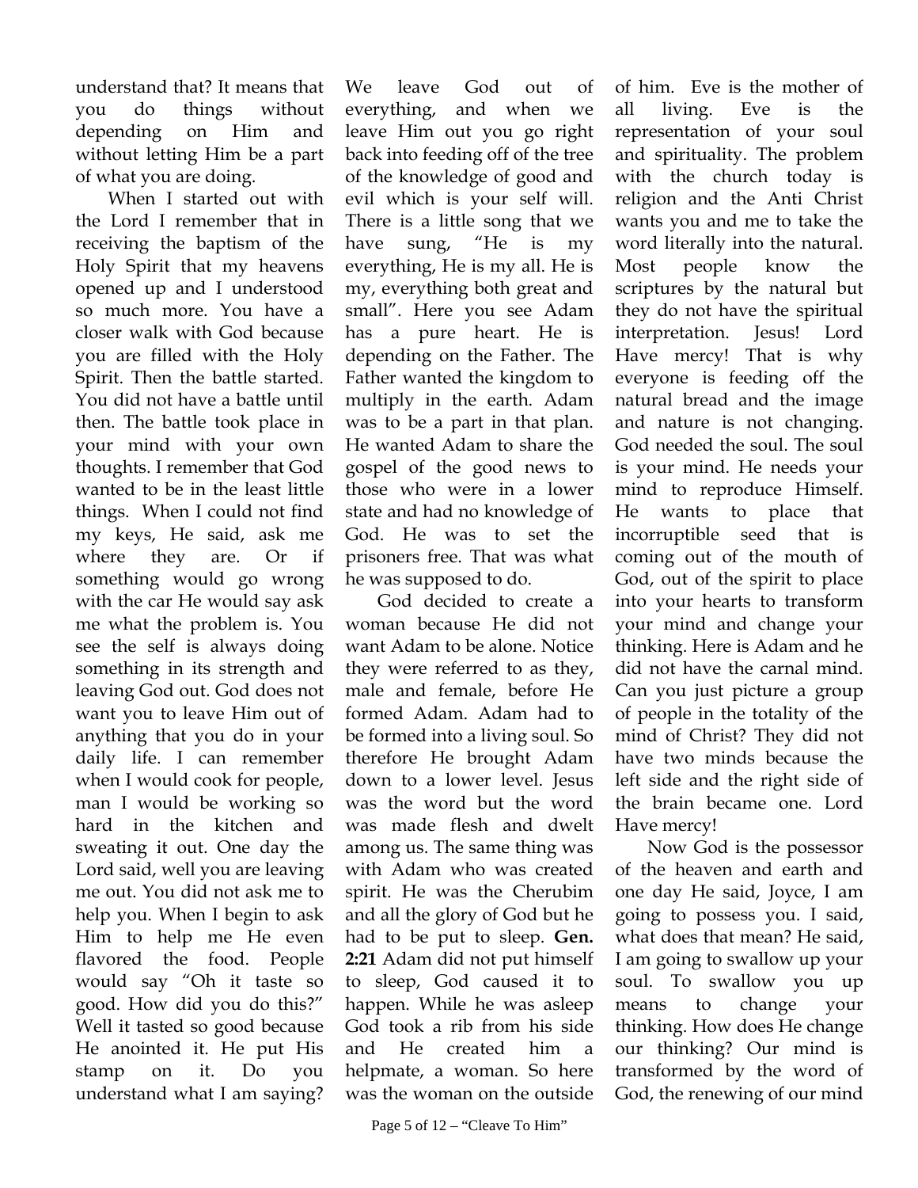understand that? It means that you do things without depending on Him and without letting Him be a part of what you are doing.

When I started out with the Lord I remember that in receiving the baptism of the Holy Spirit that my heavens opened up and I understood so much more. You have a closer walk with God because you are filled with the Holy Spirit. Then the battle started. You did not have a battle until then. The battle took place in your mind with your own thoughts. I remember that God wanted to be in the least little things. When I could not find my keys, He said, ask me where they are. Or if something would go wrong with the car He would say ask me what the problem is. You see the self is always doing something in its strength and leaving God out. God does not want you to leave Him out of anything that you do in your daily life. I can remember when I would cook for people, man I would be working so hard in the kitchen and sweating it out. One day the Lord said, well you are leaving me out. You did not ask me to help you. When I begin to ask Him to help me He even flavored the food. People would say "Oh it taste so good. How did you do this?" Well it tasted so good because He anointed it. He put His stamp on it. Do you understand what I am saying? We leave God out of everything, and when we leave Him out you go right back into feeding off of the tree of the knowledge of good and evil which is your self will. There is a little song that we have sung, "He is my everything, He is my all. He is my, everything both great and small". Here you see Adam has a pure heart. He is depending on the Father. The Father wanted the kingdom to multiply in the earth. Adam was to be a part in that plan. He wanted Adam to share the gospel of the good news to those who were in a lower state and had no knowledge of God. He was to set the prisoners free. That was what he was supposed to do.

God decided to create a woman because He did not want Adam to be alone. Notice they were referred to as they, male and female, before He formed Adam. Adam had to be formed into a living soul. So therefore He brought Adam down to a lower level. Jesus was the word but the word was made flesh and dwelt among us. The same thing was with Adam who was created spirit. He was the Cherubim and all the glory of God but he had to be put to sleep. **Gen. 2:21** Adam did not put himself to sleep, God caused it to happen. While he was asleep God took a rib from his side and He created him a helpmate, a woman. So here was the woman on the outside of him. Eve is the mother of all living. Eve is the representation of your soul and spirituality. The problem with the church today is religion and the Anti Christ wants you and me to take the word literally into the natural. Most people know the scriptures by the natural but they do not have the spiritual interpretation. Jesus! Lord Have mercy! That is why everyone is feeding off the natural bread and the image and nature is not changing. God needed the soul. The soul is your mind. He needs your mind to reproduce Himself. He wants to place that incorruptible seed that is coming out of the mouth of God, out of the spirit to place into your hearts to transform your mind and change your thinking. Here is Adam and he did not have the carnal mind. Can you just picture a group of people in the totality of the mind of Christ? They did not have two minds because the left side and the right side of the brain became one. Lord Have mercy!

Now God is the possessor of the heaven and earth and one day He said, Joyce, I am going to possess you. I said, what does that mean? He said, I am going to swallow up your soul. To swallow you up means to change your thinking. How does He change our thinking? Our mind is transformed by the word of God, the renewing of our mind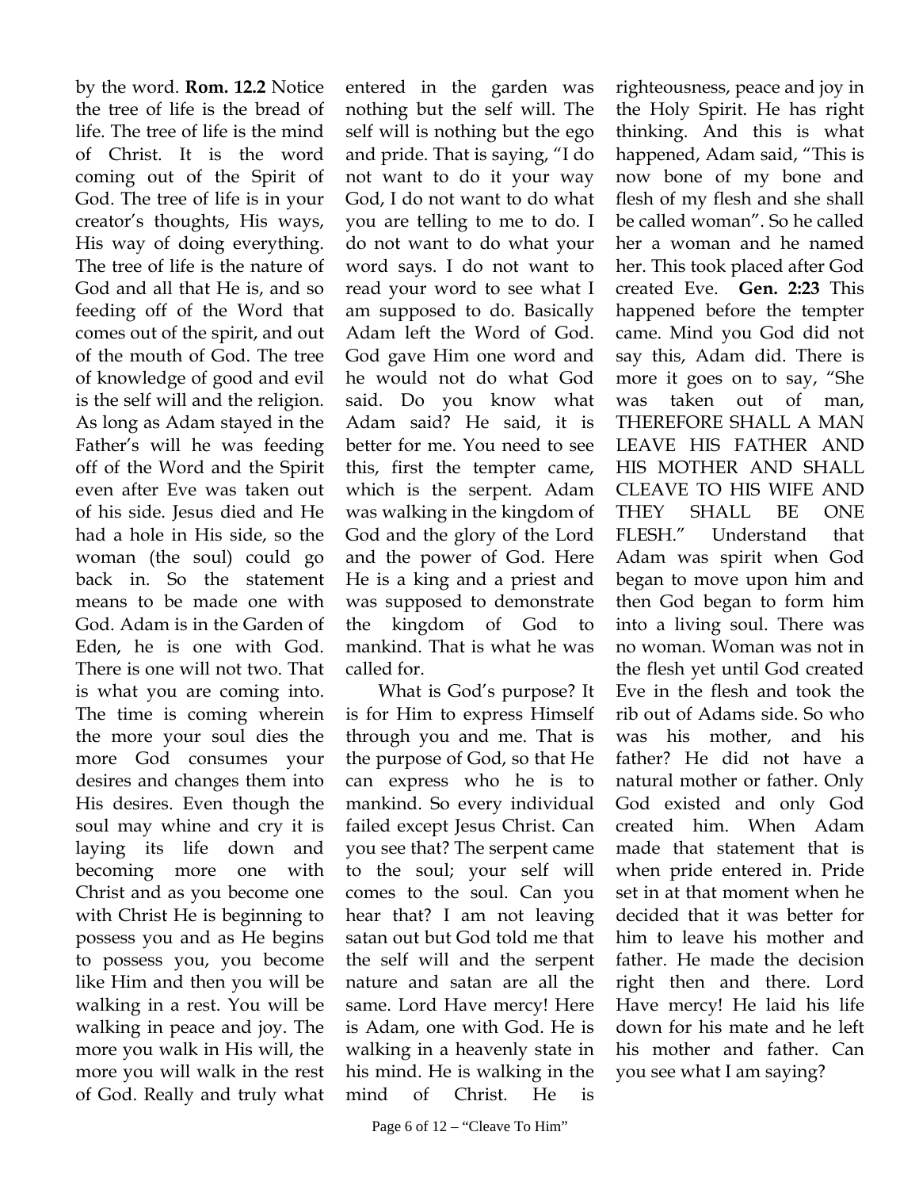by the word. **Rom. 12.2** Notice the tree of life is the bread of life. The tree of life is the mind of Christ. It is the word coming out of the Spirit of God. The tree of life is in your creator's thoughts, His ways, His way of doing everything. The tree of life is the nature of God and all that He is, and so feeding off of the Word that comes out of the spirit, and out of the mouth of God. The tree of knowledge of good and evil is the self will and the religion. As long as Adam stayed in the Father's will he was feeding off of the Word and the Spirit even after Eve was taken out of his side. Jesus died and He had a hole in His side, so the woman (the soul) could go back in. So the statement means to be made one with God. Adam is in the Garden of Eden, he is one with God. There is one will not two. That is what you are coming into. The time is coming wherein the more your soul dies the more God consumes your desires and changes them into His desires. Even though the soul may whine and cry it is laying its life down and becoming more one with Christ and as you become one with Christ He is beginning to possess you and as He begins to possess you, you become like Him and then you will be walking in a rest. You will be walking in peace and joy. The more you walk in His will, the more you will walk in the rest of God. Really and truly what entered in the garden was nothing but the self will. The self will is nothing but the ego and pride. That is saying, "I do not want to do it your way God, I do not want to do what you are telling to me to do. I do not want to do what your word says. I do not want to read your word to see what I am supposed to do. Basically Adam left the Word of God. God gave Him one word and he would not do what God said. Do you know what Adam said? He said, it is better for me. You need to see this, first the tempter came, which is the serpent. Adam was walking in the kingdom of God and the glory of the Lord and the power of God. Here He is a king and a priest and was supposed to demonstrate the kingdom of God to mankind. That is what he was called for.

What is God's purpose? It is for Him to express Himself through you and me. That is the purpose of God, so that He can express who he is to mankind. So every individual failed except Jesus Christ. Can you see that? The serpent came to the soul; your self will comes to the soul. Can you hear that? I am not leaving satan out but God told me that the self will and the serpent nature and satan are all the same. Lord Have mercy! Here is Adam, one with God. He is walking in a heavenly state in his mind. He is walking in the mind of Christ. He is righteousness, peace and joy in the Holy Spirit. He has right thinking. And this is what happened, Adam said, "This is now bone of my bone and flesh of my flesh and she shall be called woman". So he called her a woman and he named her. This took placed after God created Eve. **Gen. 2:23** This happened before the tempter came. Mind you God did not say this, Adam did. There is more it goes on to say, "She was taken out of man, THEREFORE SHALL A MAN LEAVE HIS FATHER AND HIS MOTHER AND SHALL CLEAVE TO HIS WIFE AND THEY SHALL BE ONE FLESH." Understand that Adam was spirit when God began to move upon him and then God began to form him into a living soul. There was no woman. Woman was not in the flesh yet until God created Eve in the flesh and took the rib out of Adams side. So who was his mother, and his father? He did not have a natural mother or father. Only God existed and only God created him. When Adam made that statement that is when pride entered in. Pride set in at that moment when he decided that it was better for him to leave his mother and father. He made the decision right then and there. Lord Have mercy! He laid his life down for his mate and he left his mother and father. Can you see what I am saying?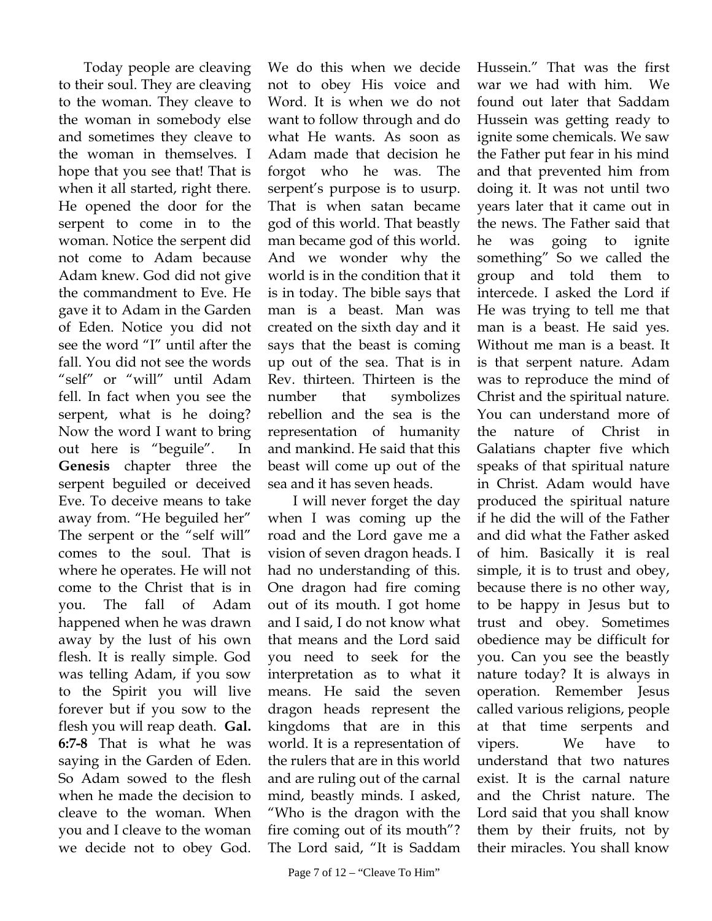Today people are cleaving to their soul. They are cleaving to the woman. They cleave to the woman in somebody else and sometimes they cleave to the woman in themselves. I hope that you see that! That is when it all started, right there. He opened the door for the serpent to come in to the woman. Notice the serpent did not come to Adam because Adam knew. God did not give the commandment to Eve. He gave it to Adam in the Garden of Eden. Notice you did not see the word "I" until after the fall. You did not see the words "self" or "will" until Adam fell. In fact when you see the serpent, what is he doing? Now the word I want to bring out here is "beguile". In **Genesis** chapter three the serpent beguiled or deceived Eve. To deceive means to take away from. "He beguiled her" The serpent or the "self will" comes to the soul. That is where he operates. He will not come to the Christ that is in you. The fall of Adam happened when he was drawn away by the lust of his own flesh. It is really simple. God was telling Adam, if you sow to the Spirit you will live forever but if you sow to the flesh you will reap death. **Gal. 6:7-8** That is what he was saying in the Garden of Eden. So Adam sowed to the flesh when he made the decision to cleave to the woman. When you and I cleave to the woman we decide not to obey God. We do this when we decide not to obey His voice and Word. It is when we do not want to follow through and do what He wants. As soon as Adam made that decision he forgot who he was. The serpent's purpose is to usurp. That is when satan became god of this world. That beastly man became god of this world. And we wonder why the world is in the condition that it is in today. The bible says that man is a beast. Man was created on the sixth day and it says that the beast is coming up out of the sea. That is in Rev. thirteen. Thirteen is the number that symbolizes rebellion and the sea is the representation of humanity and mankind. He said that this beast will come up out of the sea and it has seven heads.

I will never forget the day when I was coming up the road and the Lord gave me a vision of seven dragon heads. I had no understanding of this. One dragon had fire coming out of its mouth. I got home and I said, I do not know what that means and the Lord said you need to seek for the interpretation as to what it means. He said the seven dragon heads represent the kingdoms that are in this world. It is a representation of the rulers that are in this world and are ruling out of the carnal mind, beastly minds. I asked, "Who is the dragon with the fire coming out of its mouth"? The Lord said, "It is Saddam Hussein." That was the first war we had with him. We found out later that Saddam Hussein was getting ready to ignite some chemicals. We saw the Father put fear in his mind and that prevented him from doing it. It was not until two years later that it came out in the news. The Father said that he was going to ignite something" So we called the group and told them to intercede. I asked the Lord if He was trying to tell me that man is a beast. He said yes. Without me man is a beast. It is that serpent nature. Adam was to reproduce the mind of Christ and the spiritual nature. You can understand more of the nature of Christ in Galatians chapter five which speaks of that spiritual nature in Christ. Adam would have produced the spiritual nature if he did the will of the Father and did what the Father asked of him. Basically it is real simple, it is to trust and obey, because there is no other way, to be happy in Jesus but to trust and obey. Sometimes obedience may be difficult for you. Can you see the beastly nature today? It is always in operation. Remember Jesus called various religions, people at that time serpents and vipers. We have to understand that two natures exist. It is the carnal nature and the Christ nature. The Lord said that you shall know them by their fruits, not by their miracles. You shall know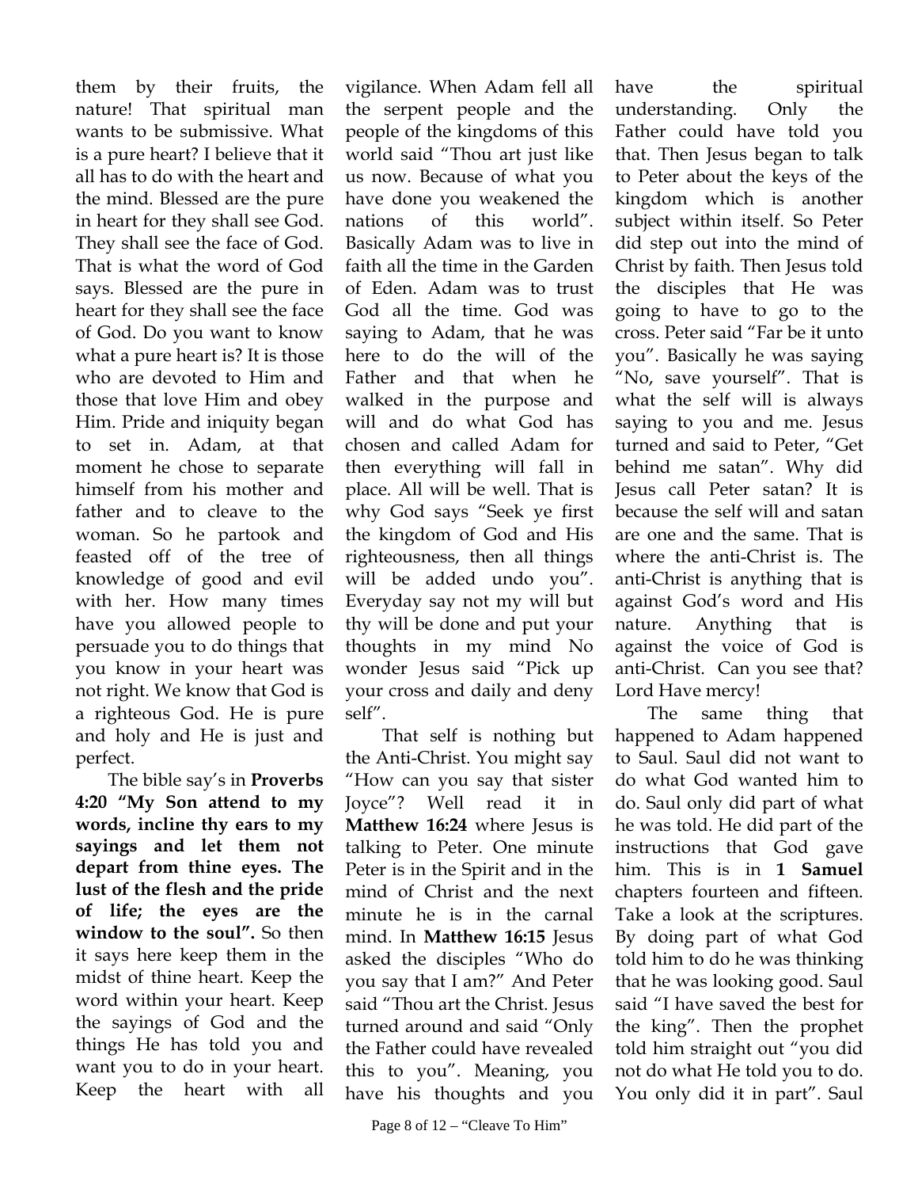them by their fruits, the nature! That spiritual man wants to be submissive. What is a pure heart? I believe that it all has to do with the heart and the mind. Blessed are the pure in heart for they shall see God. They shall see the face of God. That is what the word of God says. Blessed are the pure in heart for they shall see the face of God. Do you want to know what a pure heart is? It is those who are devoted to Him and those that love Him and obey Him. Pride and iniquity began to set in. Adam, at that moment he chose to separate himself from his mother and father and to cleave to the woman. So he partook and feasted off of the tree of knowledge of good and evil with her. How many times have you allowed people to persuade you to do things that you know in your heart was not right. We know that God is a righteous God. He is pure and holy and He is just and perfect.

The bible say's in **Proverbs 4:20 "My Son attend to my words, incline thy ears to my sayings and let them not depart from thine eyes. The lust of the flesh and the pride of life; the eyes are the window to the soul".** So then it says here keep them in the midst of thine heart. Keep the word within your heart. Keep the sayings of God and the things He has told you and want you to do in your heart. Keep the heart with all vigilance. When Adam fell all the serpent people and the people of the kingdoms of this world said "Thou art just like us now. Because of what you have done you weakened the nations of this world". Basically Adam was to live in faith all the time in the Garden of Eden. Adam was to trust God all the time. God was saying to Adam, that he was here to do the will of the Father and that when he walked in the purpose and will and do what God has chosen and called Adam for then everything will fall in place. All will be well. That is why God says "Seek ye first the kingdom of God and His righteousness, then all things will be added undo you". Everyday say not my will but thy will be done and put your thoughts in my mind No wonder Jesus said "Pick up your cross and daily and deny self".

That self is nothing but the Anti-Christ. You might say "How can you say that sister Joyce"? Well read it in **Matthew 16:24** where Jesus is talking to Peter. One minute Peter is in the Spirit and in the mind of Christ and the next minute he is in the carnal mind. In **Matthew 16:15** Jesus asked the disciples "Who do you say that I am?" And Peter said "Thou art the Christ. Jesus turned around and said "Only the Father could have revealed this to you". Meaning, you have his thoughts and you have the spiritual understanding. Only the Father could have told you that. Then Jesus began to talk to Peter about the keys of the kingdom which is another subject within itself. So Peter did step out into the mind of Christ by faith. Then Jesus told the disciples that He was going to have to go to the cross. Peter said "Far be it unto you". Basically he was saying "No, save yourself". That is what the self will is always saying to you and me. Jesus turned and said to Peter, "Get behind me satan". Why did Jesus call Peter satan? It is because the self will and satan are one and the same. That is where the anti-Christ is. The anti-Christ is anything that is against God's word and His nature. Anything that is against the voice of God is anti-Christ. Can you see that? Lord Have mercy!

The same thing that happened to Adam happened to Saul. Saul did not want to do what God wanted him to do. Saul only did part of what he was told. He did part of the instructions that God gave him. This is in **1 Samuel** chapters fourteen and fifteen. Take a look at the scriptures. By doing part of what God told him to do he was thinking that he was looking good. Saul said "I have saved the best for the king". Then the prophet told him straight out "you did not do what He told you to do. You only did it in part". Saul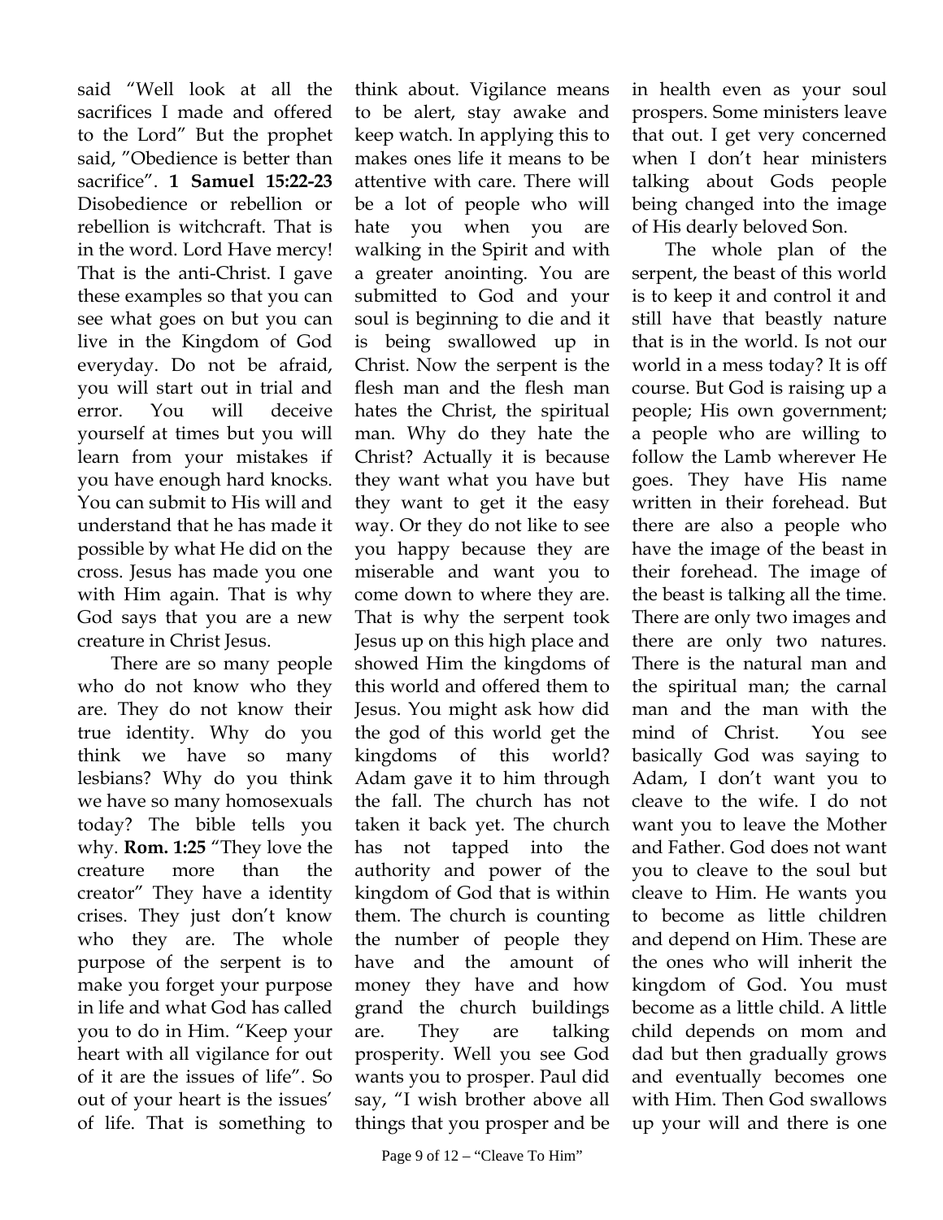said "Well look at all the sacrifices I made and offered to the Lord" But the prophet said, "Obedience is better than sacrifice". **1 Samuel 15:22-23** Disobedience or rebellion or rebellion is witchcraft. That is in the word. Lord Have mercy! That is the anti-Christ. I gave these examples so that you can see what goes on but you can live in the Kingdom of God everyday. Do not be afraid, you will start out in trial and error. You will deceive yourself at times but you will learn from your mistakes if you have enough hard knocks. You can submit to His will and understand that he has made it possible by what He did on the cross. Jesus has made you one with Him again. That is why God says that you are a new creature in Christ Jesus.

There are so many people who do not know who they are. They do not know their true identity. Why do you think we have so many lesbians? Why do you think we have so many homosexuals today? The bible tells you why. **Rom. 1:25** "They love the creature more than the creator" They have a identity crises. They just don't know who they are. The whole purpose of the serpent is to make you forget your purpose in life and what God has called you to do in Him. "Keep your heart with all vigilance for out of it are the issues of life". So out of your heart is the issues' of life. That is something to think about. Vigilance means to be alert, stay awake and keep watch. In applying this to makes ones life it means to be attentive with care. There will be a lot of people who will hate you when you are walking in the Spirit and with a greater anointing. You are submitted to God and your soul is beginning to die and it is being swallowed up in Christ. Now the serpent is the flesh man and the flesh man hates the Christ, the spiritual man. Why do they hate the Christ? Actually it is because they want what you have but they want to get it the easy way. Or they do not like to see you happy because they are miserable and want you to come down to where they are. That is why the serpent took Jesus up on this high place and showed Him the kingdoms of this world and offered them to Jesus. You might ask how did the god of this world get the kingdoms of this world? Adam gave it to him through the fall. The church has not taken it back yet. The church has not tapped into the authority and power of the kingdom of God that is within them. The church is counting the number of people they have and the amount of money they have and how grand the church buildings are. They are talking prosperity. Well you see God wants you to prosper. Paul did say, "I wish brother above all things that you prosper and be in health even as your soul prospers. Some ministers leave that out. I get very concerned when I don't hear ministers talking about Gods people being changed into the image of His dearly beloved Son.

The whole plan of the serpent, the beast of this world is to keep it and control it and still have that beastly nature that is in the world. Is not our world in a mess today? It is off course. But God is raising up a people; His own government; a people who are willing to follow the Lamb wherever He goes. They have His name written in their forehead. But there are also a people who have the image of the beast in their forehead. The image of the beast is talking all the time. There are only two images and there are only two natures. There is the natural man and the spiritual man; the carnal man and the man with the mind of Christ. You see basically God was saying to Adam, I don't want you to cleave to the wife. I do not want you to leave the Mother and Father. God does not want you to cleave to the soul but cleave to Him. He wants you to become as little children and depend on Him. These are the ones who will inherit the kingdom of God. You must become as a little child. A little child depends on mom and dad but then gradually grows and eventually becomes one with Him. Then God swallows up your will and there is one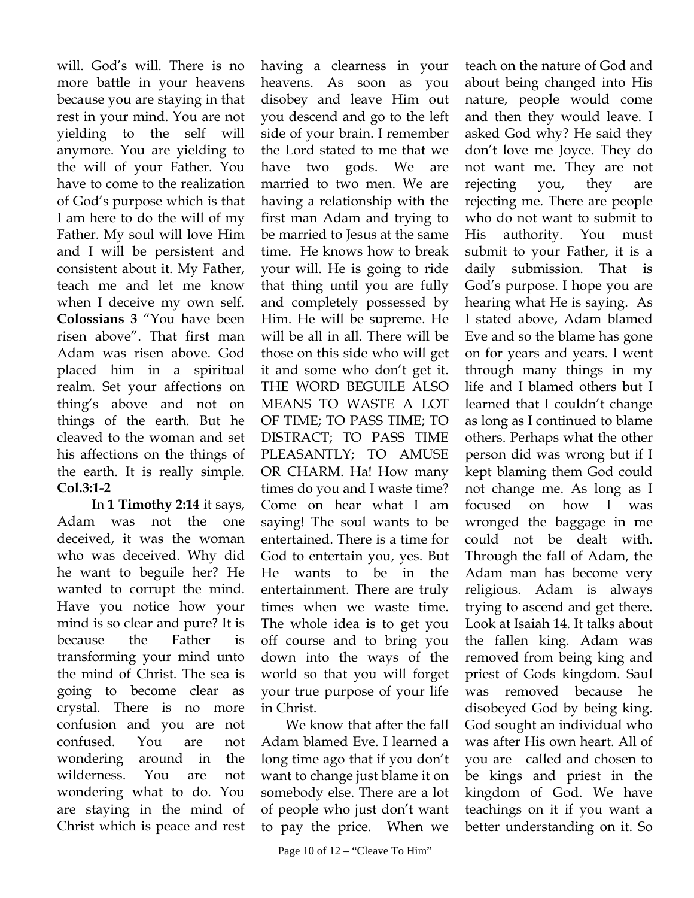will. God's will. There is no more battle in your heavens because you are staying in that rest in your mind. You are not yielding to the self will anymore. You are yielding to the will of your Father. You have to come to the realization of God's purpose which is that I am here to do the will of my Father. My soul will love Him and I will be persistent and consistent about it. My Father, teach me and let me know when I deceive my own self. **Colossians 3** "You have been risen above". That first man Adam was risen above. God placed him in a spiritual realm. Set your affections on thing's above and not on things of the earth. But he cleaved to the woman and set his affections on the things of the earth. It is really simple. **Col.3:1-2**

In **1 Timothy 2:14** it says, Adam was not the one deceived, it was the woman who was deceived. Why did he want to beguile her? He wanted to corrupt the mind. Have you notice how your mind is so clear and pure? It is because the Father is transforming your mind unto the mind of Christ. The sea is going to become clear as crystal. There is no more confusion and you are not confused. You are not wondering around in the wilderness. You are not wondering what to do. You are staying in the mind of Christ which is peace and rest having a clearness in your heavens. As soon as you disobey and leave Him out you descend and go to the left side of your brain. I remember the Lord stated to me that we have two gods. We are married to two men. We are having a relationship with the first man Adam and trying to be married to Jesus at the same time. He knows how to break your will. He is going to ride that thing until you are fully and completely possessed by Him. He will be supreme. He will be all in all. There will be those on this side who will get it and some who don't get it. THE WORD BEGUILE ALSO MEANS TO WASTE A LOT OF TIME; TO PASS TIME; TO DISTRACT; TO PASS TIME PLEASANTLY; TO AMUSE OR CHARM. Ha! How many times do you and I waste time? Come on hear what I am saying! The soul wants to be entertained. There is a time for God to entertain you, yes. But He wants to be in the entertainment. There are truly times when we waste time. The whole idea is to get you off course and to bring you down into the ways of the world so that you will forget your true purpose of your life in Christ.

We know that after the fall Adam blamed Eve. I learned a long time ago that if you don't want to change just blame it on somebody else. There are a lot of people who just don't want to pay the price. When we teach on the nature of God and about being changed into His nature, people would come and then they would leave. I asked God why? He said they don't love me Joyce. They do not want me. They are not rejecting you, they are rejecting me. There are people who do not want to submit to His authority. You must submit to your Father, it is a daily submission. That is God's purpose. I hope you are hearing what He is saying. As I stated above, Adam blamed Eve and so the blame has gone on for years and years. I went through many things in my life and I blamed others but I learned that I couldn't change as long as I continued to blame others. Perhaps what the other person did was wrong but if I kept blaming them God could not change me. As long as I focused on how I was wronged the baggage in me could not be dealt with. Through the fall of Adam, the Adam man has become very religious. Adam is always trying to ascend and get there. Look at Isaiah 14. It talks about the fallen king. Adam was removed from being king and priest of Gods kingdom. Saul was removed because he disobeyed God by being king. God sought an individual who was after His own heart. All of you are called and chosen to be kings and priest in the kingdom of God. We have teachings on it if you want a better understanding on it. So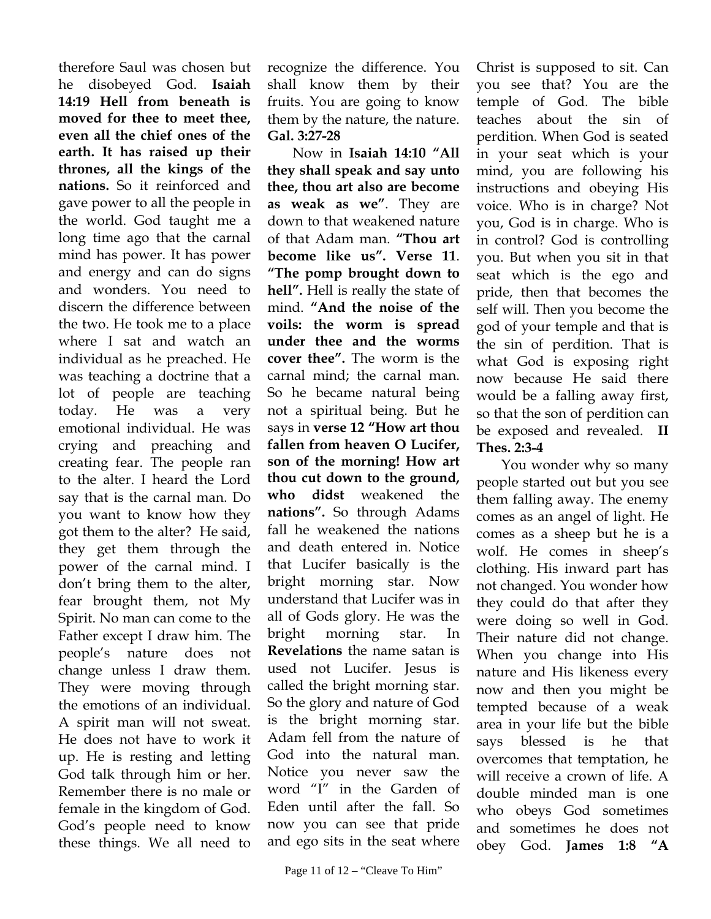therefore Saul was chosen but he disobeyed God. **Isaiah 14:19 Hell from beneath is moved for thee to meet thee, even all the chief ones of the earth. It has raised up their thrones, all the kings of the nations.** So it reinforced and gave power to all the people in the world. God taught me a long time ago that the carnal mind has power. It has power and energy and can do signs and wonders. You need to discern the difference between the two. He took me to a place where I sat and watch an individual as he preached. He was teaching a doctrine that a lot of people are teaching today. He was a very emotional individual. He was crying and preaching and creating fear. The people ran to the alter. I heard the Lord say that is the carnal man. Do you want to know how they got them to the alter? He said, they get them through the power of the carnal mind. I don't bring them to the alter, fear brought them, not My Spirit. No man can come to the Father except I draw him. The people's nature does not change unless I draw them. They were moving through the emotions of an individual. A spirit man will not sweat. He does not have to work it up. He is resting and letting God talk through him or her. Remember there is no male or female in the kingdom of God. God's people need to know these things. We all need to recognize the difference. You shall know them by their fruits. You are going to know them by the nature, the nature. **Gal. 3:27-28**

Now in **Isaiah 14:10 "All they shall speak and say unto thee, thou art also are become as weak as we"**. They are down to that weakened nature of that Adam man. **"Thou art become like us". Verse 11**. **"The pomp brought down to hell".** Hell is really the state of mind. **"And the noise of the voils: the worm is spread under thee and the worms cover thee".** The worm is the carnal mind; the carnal man. So he became natural being not a spiritual being. But he says in **verse 12 "How art thou fallen from heaven O Lucifer, son of the morning! How art thou cut down to the ground, who didst** weakened the **nations".** So through Adams fall he weakened the nations and death entered in. Notice that Lucifer basically is the bright morning star. Now understand that Lucifer was in all of Gods glory. He was the bright morning star. In **Revelations** the name satan is used not Lucifer. Jesus is called the bright morning star. So the glory and nature of God is the bright morning star. Adam fell from the nature of God into the natural man. Notice you never saw the word "I" in the Garden of Eden until after the fall. So now you can see that pride and ego sits in the seat where Christ is supposed to sit. Can you see that? You are the temple of God. The bible teaches about the sin of perdition. When God is seated in your seat which is your mind, you are following his instructions and obeying His voice. Who is in charge? Not you, God is in charge. Who is in control? God is controlling you. But when you sit in that seat which is the ego and pride, then that becomes the self will. Then you become the god of your temple and that is the sin of perdition. That is what God is exposing right now because He said there would be a falling away first, so that the son of perdition can be exposed and revealed. **II Thes. 2:3-4**

You wonder why so many people started out but you see them falling away. The enemy comes as an angel of light. He comes as a sheep but he is a wolf. He comes in sheep's clothing. His inward part has not changed. You wonder how they could do that after they were doing so well in God. Their nature did not change. When you change into His nature and His likeness every now and then you might be tempted because of a weak area in your life but the bible says blessed is he that overcomes that temptation, he will receive a crown of life. A double minded man is one who obeys God sometimes and sometimes he does not obey God. **James 1:8 "A**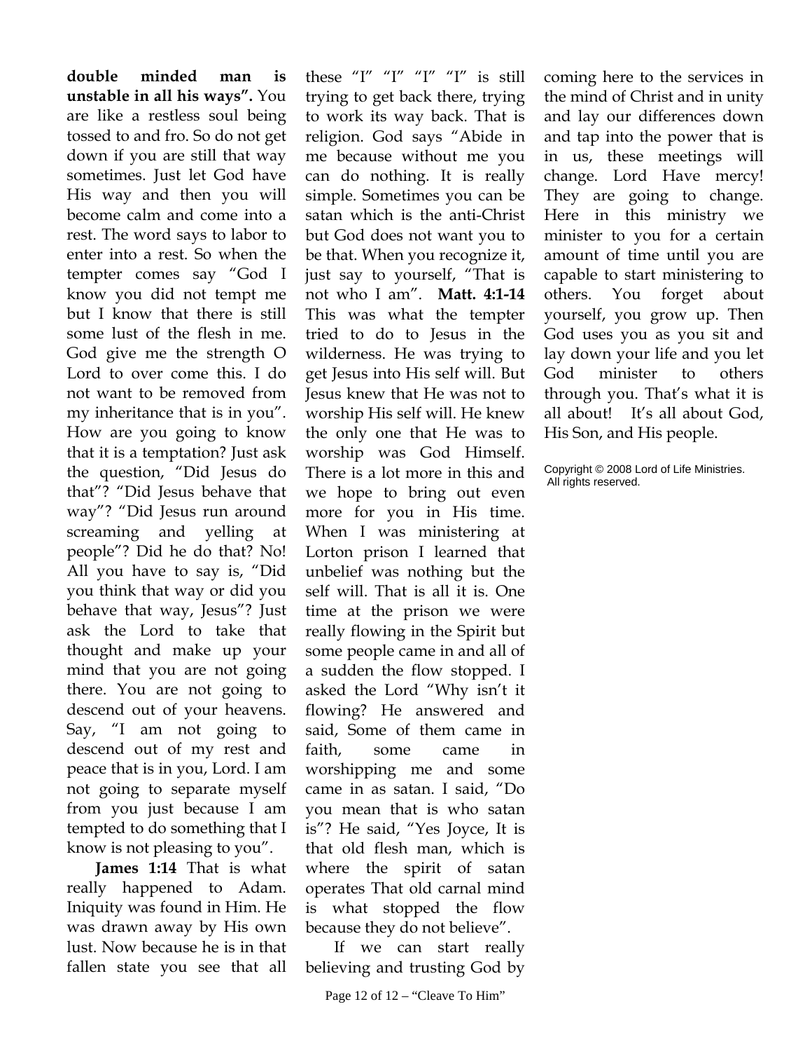**double minded man is unstable in all his ways".** You are like a restless soul being tossed to and fro. So do not get down if you are still that way sometimes. Just let God have His way and then you will become calm and come into a rest. The word says to labor to enter into a rest. So when the tempter comes say "God I know you did not tempt me but I know that there is still some lust of the flesh in me. God give me the strength O Lord to over come this. I do not want to be removed from my inheritance that is in you". How are you going to know that it is a temptation? Just ask the question, "Did Jesus do that"? "Did Jesus behave that way"? "Did Jesus run around screaming and yelling at people"? Did he do that? No! All you have to say is, "Did you think that way or did you behave that way, Jesus"? Just ask the Lord to take that thought and make up your mind that you are not going there. You are not going to descend out of your heavens. Say, "I am not going to descend out of my rest and peace that is in you, Lord. I am not going to separate myself from you just because I am tempted to do something that I know is not pleasing to you".

**James 1:14** That is what really happened to Adam. Iniquity was found in Him. He was drawn away by His own lust. Now because he is in that fallen state you see that all these "I" "I" "I" "I" is still trying to get back there, trying to work its way back. That is religion. God says "Abide in me because without me you can do nothing. It is really simple. Sometimes you can be satan which is the anti-Christ but God does not want you to be that. When you recognize it, just say to yourself, "That is not who I am". **Matt. 4:1-14** This was what the tempter tried to do to Jesus in the wilderness. He was trying to get Jesus into His self will. But Jesus knew that He was not to worship His self will. He knew the only one that He was to worship was God Himself. There is a lot more in this and we hope to bring out even more for you in His time. When I was ministering at Lorton prison I learned that unbelief was nothing but the self will. That is all it is. One time at the prison we were really flowing in the Spirit but some people came in and all of a sudden the flow stopped. I asked the Lord "Why isn't it flowing? He answered and said, Some of them came in faith, some came in worshipping me and some came in as satan. I said, "Do you mean that is who satan is"? He said, "Yes Joyce, It is that old flesh man, which is where the spirit of satan operates That old carnal mind is what stopped the flow because they do not believe".

If we can start really believing and trusting God by coming here to the services in the mind of Christ and in unity and lay our differences down and tap into the power that is in us, these meetings will change. Lord Have mercy! They are going to change. Here in this ministry we minister to you for a certain amount of time until you are capable to start ministering to others. You forget about yourself, you grow up. Then God uses you as you sit and lay down your life and you let God minister to others through you. That's what it is all about! It's all about God, His Son, and His people.

Copyright © 2008 Lord of Life Ministries. All rights reserved.